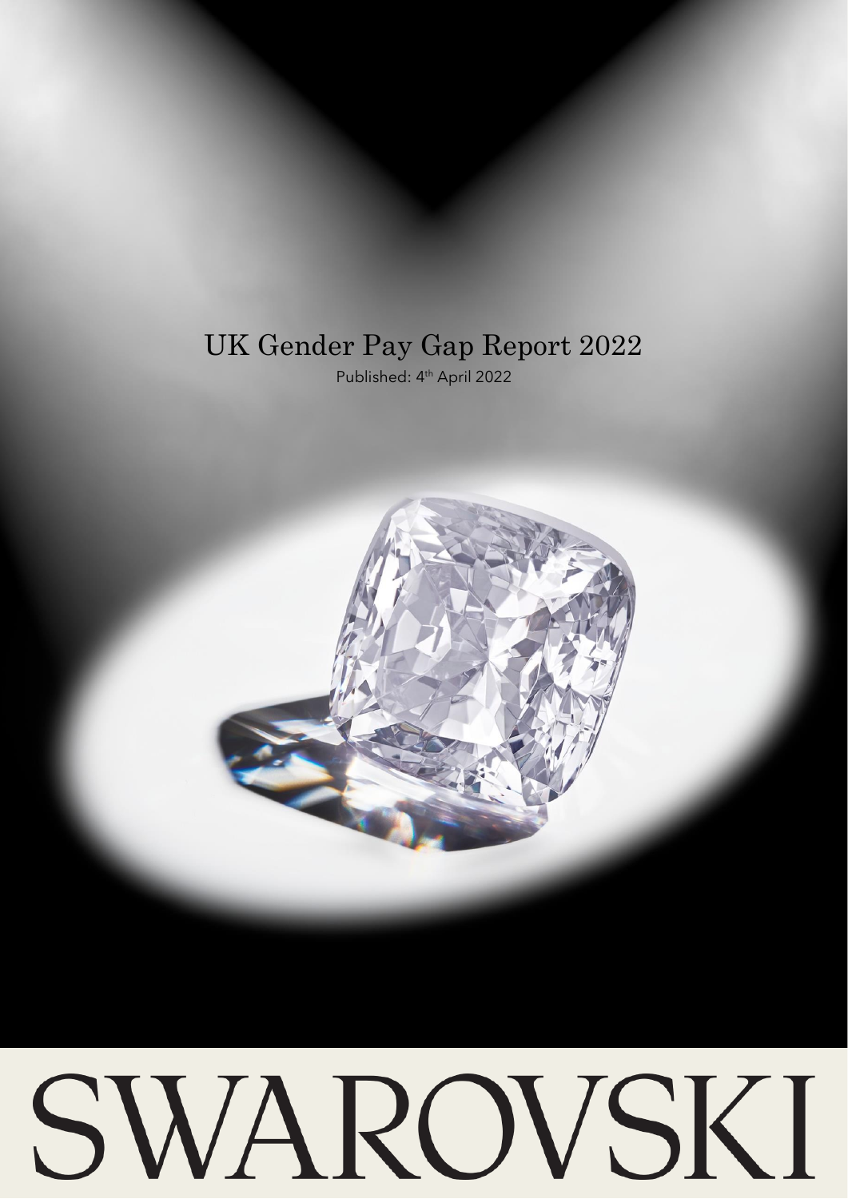# UK Gender Pay Gap Report 2022

Published: 4th April 2022

SWAROVSKI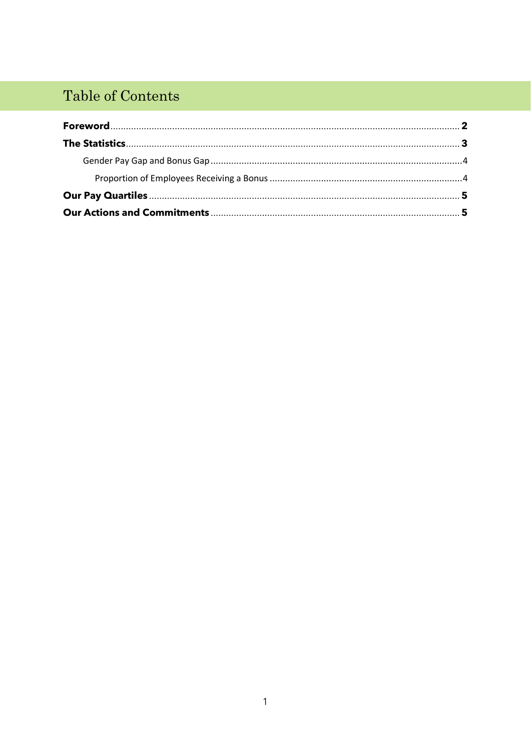# Table of Contents

**Foreword** ..................................................................................................................... **2**

**The Statistics** ................................................................................................................ **3**

Gender Pay Gap and Bonus Gap ................................................................................. 4

Proportion of Employees Receiving a Bonus ........................................................... 4

**Our Pay Quartiles** ....................................................................................................... **5**

**Our Actions and Commitments** ............................................................................... **5**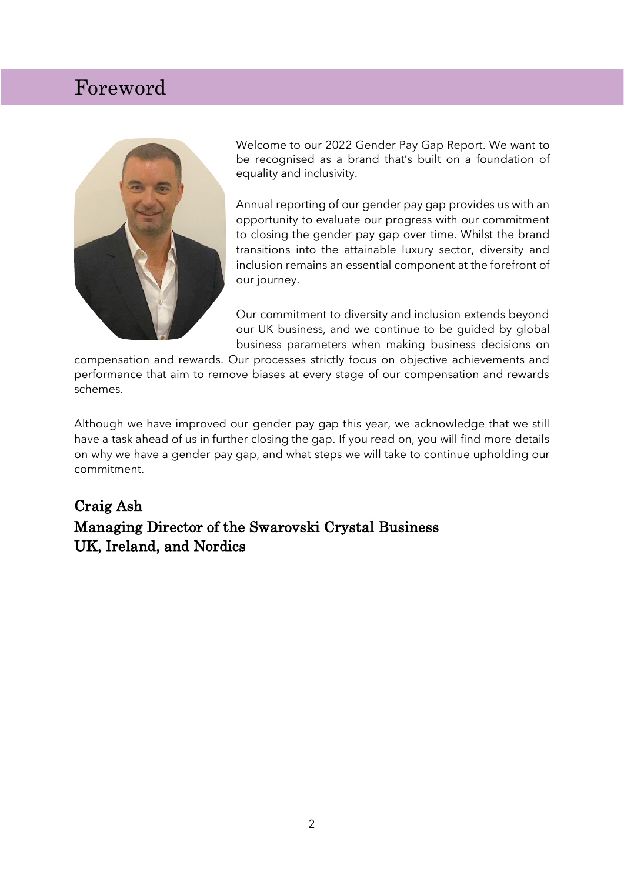# Foreword

Welcome to our 2022 Gender Pay Gap Report. We want to be recognised as a brand that's built on a foundation of equality and inclusivity.

Annual reporting of our gender pay gap provides us with an opportunity to evaluate our progress with our commitment to closing the gender pay gap over time. Whilst the brand transitions into the attainable luxury sector, diversity and inclusion remains an essential component at the forefront of our journey.

Our commitment to diversity and inclusion extends beyond our UK business, and we continue to be guided by global business parameters when making business decisions on compensation and rewards. Our processes strictly focus on objective achievements and performance that aim to remove biases at every stage of our compensation and rewards schemes.

Although we have improved our gender pay gap this year, we acknowledge that we still have a task ahead of us in further closing the gap. If you read on, you will find more details on why we have a gender pay gap, and what steps we will take to continue upholding our commitment.

**Craig Ash**
**Managing Director of the Swarovski Crystal Business**
**UK, Ireland, and Nordics**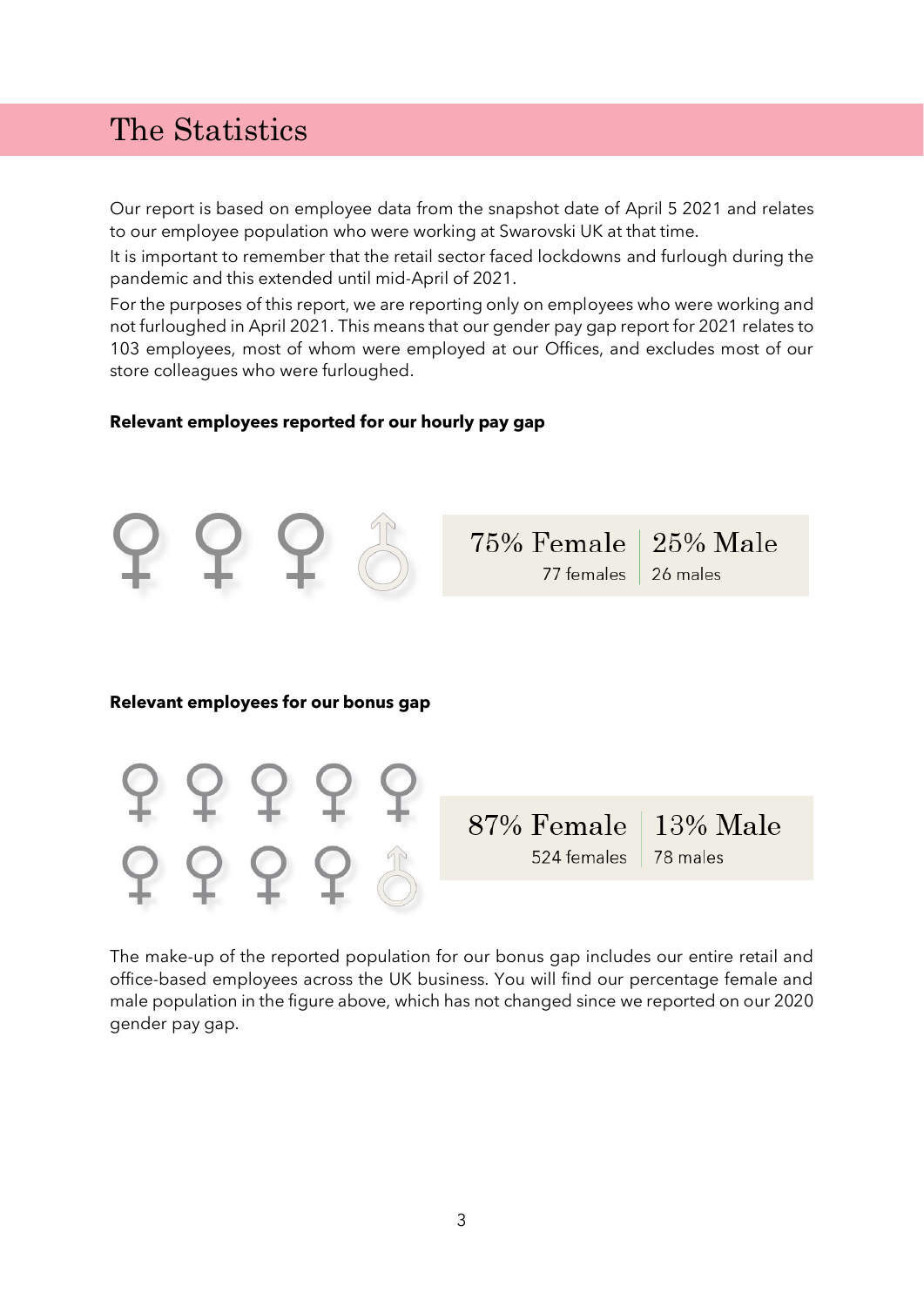# The Statistics

Our report is based on employee data from the snapshot date of April 5 2021 and relates to our employee population who were working at Swarovski UK at that time.

It is important to remember that the retail sector faced lockdowns and furlough during the pandemic and this extended until mid-April of 2021.

For the purposes of this report, we are reporting only on employees who were working and not furloughed in April 2021. This means that our gender pay gap report for 2021 relates to 103 employees, most of whom were employed at our Offices, and excludes most of our store colleagues who were furloughed.

**Relevant employees reported for our hourly pay gap**

| 75% Female | 25% Male |
|---|---|
| 77 females | 26 males |

**Relevant employees for our bonus gap**

| 87% Female | 13% Male |
|---|---|
| 524 females | 78 males |

The make-up of the reported population for our bonus gap includes our entire retail and office-based employees across the UK business. You will find our percentage female and male population in the figure above, which has not changed since we reported on our 2020 gender pay gap.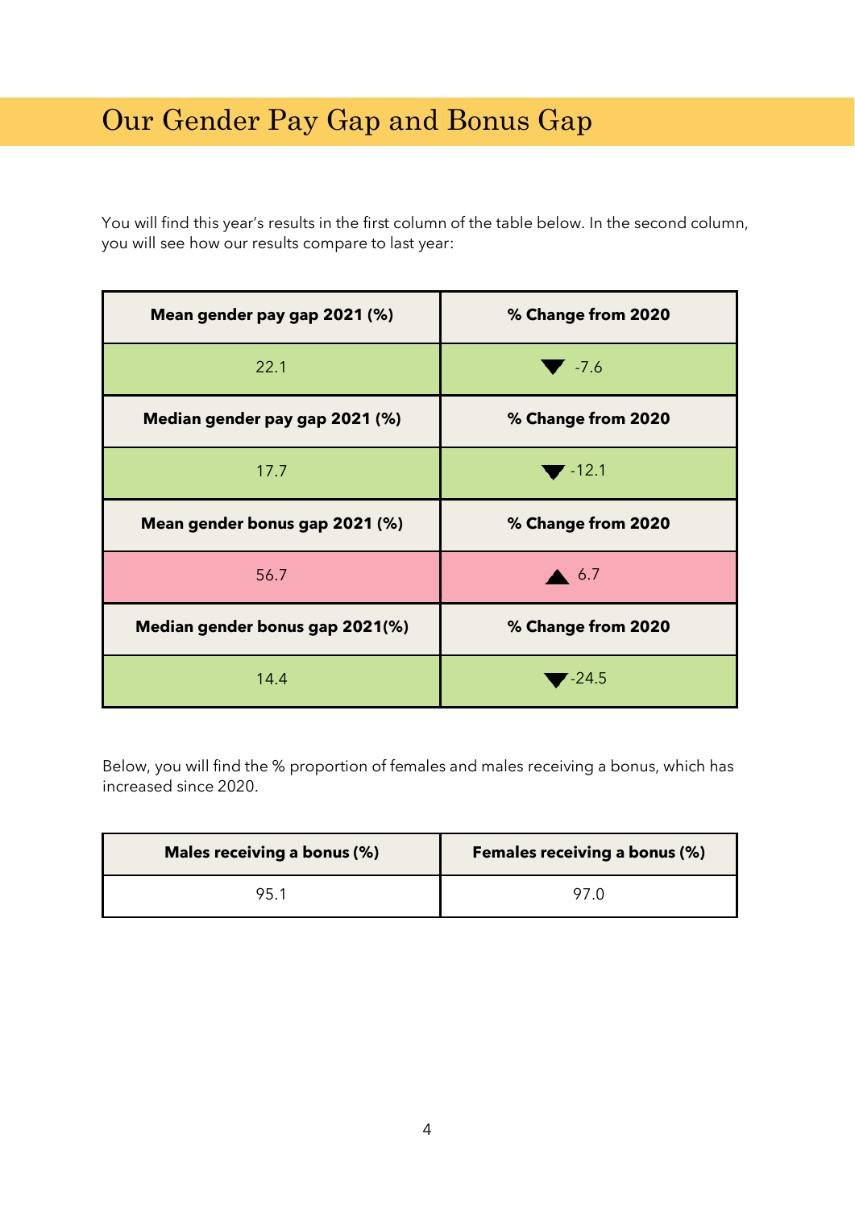# Our Gender Pay Gap and Bonus Gap

You will find this year's results in the first column of the table below. In the second column, you will see how our results compare to last year:

| Mean gender pay gap 2021 (%) | % Change from 2020 |
|---|---|
| 22.1 | ▼ -7.6 |
| **Median gender pay gap 2021 (%)** | **% Change from 2020** |
| 17.7 | ▼ -12.1 |
| **Mean gender bonus gap 2021 (%)** | **% Change from 2020** |
| 56.7 | ▲ 6.7 |
| **Median gender bonus gap 2021(%)** | **% Change from 2020** |
| 14.4 | ▼ -24.5 |

Below, you will find the % proportion of females and males receiving a bonus, which has increased since 2020.

| Males receiving a bonus (%) | Females receiving a bonus (%) |
|---|---|
| 95.1 | 97.0 |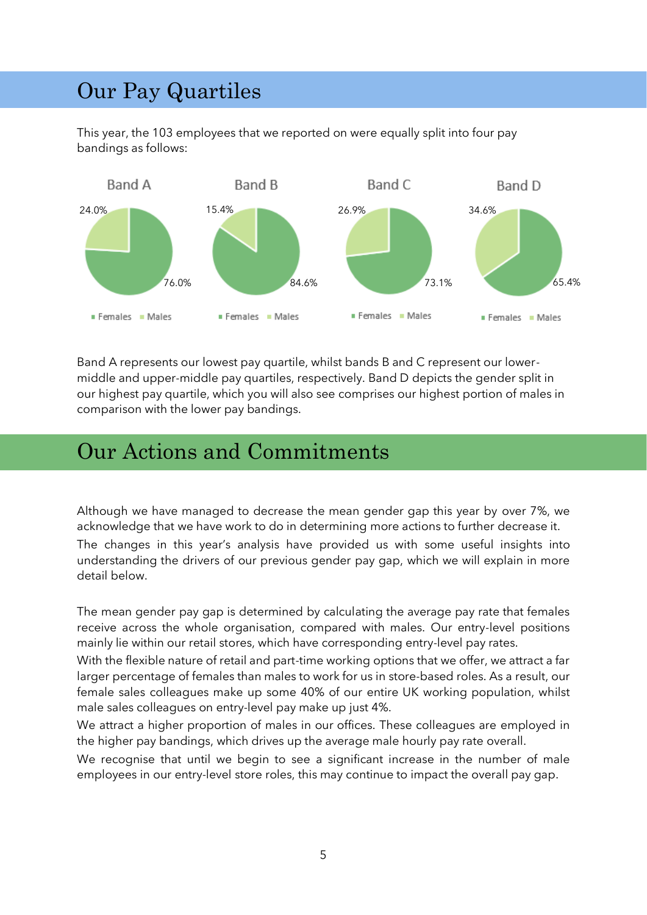# Our Pay Quartiles

This year, the 103 employees that we reported on were equally split into four pay bandings as follows:

| | Females | Males |
|---|---|---|
| Band A | 76.0% | 24.0% |
| Band B | 84.6% | 15.4% |
| Band C | 73.1% | 26.9% |
| Band D | 65.4% | 34.6% |

Band A represents our lowest pay quartile, whilst bands B and C represent our lower-middle and upper-middle pay quartiles, respectively. Band D depicts the gender split in our highest pay quartile, which you will also see comprises our highest portion of males in comparison with the lower pay bandings.

# Our Actions and Commitments

Although we have managed to decrease the mean gender gap this year by over 7%, we acknowledge that we have work to do in determining more actions to further decrease it.

The changes in this year's analysis have provided us with some useful insights into understanding the drivers of our previous gender pay gap, which we will explain in more detail below.

The mean gender pay gap is determined by calculating the average pay rate that females receive across the whole organisation, compared with males. Our entry-level positions mainly lie within our retail stores, which have corresponding entry-level pay rates.

With the flexible nature of retail and part-time working options that we offer, we attract a far larger percentage of females than males to work for us in store-based roles. As a result, our female sales colleagues make up some 40% of our entire UK working population, whilst male sales colleagues on entry-level pay make up just 4%.

We attract a higher proportion of males in our offices. These colleagues are employed in the higher pay bandings, which drives up the average male hourly pay rate overall.

We recognise that until we begin to see a significant increase in the number of male employees in our entry-level store roles, this may continue to impact the overall pay gap.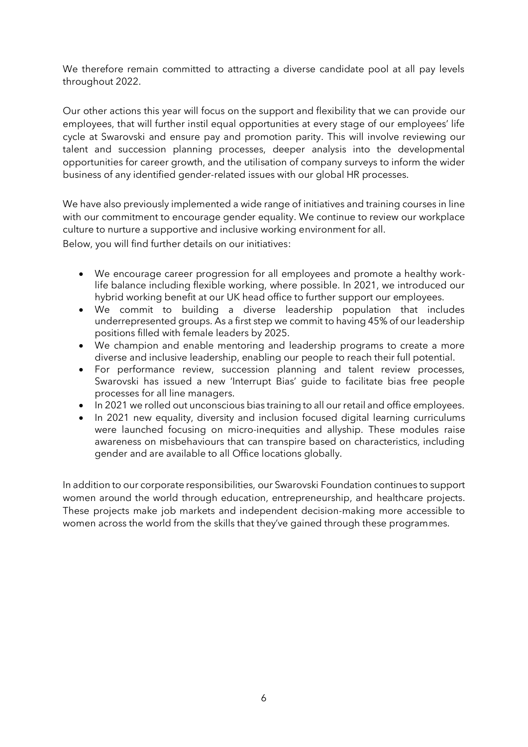We therefore remain committed to attracting a diverse candidate pool at all pay levels throughout 2022.

Our other actions this year will focus on the support and flexibility that we can provide our employees, that will further instil equal opportunities at every stage of our employees' life cycle at Swarovski and ensure pay and promotion parity. This will involve reviewing our talent and succession planning processes, deeper analysis into the developmental opportunities for career growth, and the utilisation of company surveys to inform the wider business of any identified gender-related issues with our global HR processes.

We have also previously implemented a wide range of initiatives and training courses in line with our commitment to encourage gender equality. We continue to review our workplace culture to nurture a supportive and inclusive working environment for all.

Below, you will find further details on our initiatives:

- We encourage career progression for all employees and promote a healthy work-life balance including flexible working, where possible. In 2021, we introduced our hybrid working benefit at our UK head office to further support our employees.
- We commit to building a diverse leadership population that includes underrepresented groups. As a first step we commit to having 45% of our leadership positions filled with female leaders by 2025.
- We champion and enable mentoring and leadership programs to create a more diverse and inclusive leadership, enabling our people to reach their full potential.
- For performance review, succession planning and talent review processes, Swarovski has issued a new 'Interrupt Bias' guide to facilitate bias free people processes for all line managers.
- In 2021 we rolled out unconscious bias training to all our retail and office employees.
- In 2021 new equality, diversity and inclusion focused digital learning curriculums were launched focusing on micro-inequities and allyship. These modules raise awareness on misbehaviours that can transpire based on characteristics, including gender and are available to all Office locations globally.

In addition to our corporate responsibilities, our Swarovski Foundation continues to support women around the world through education, entrepreneurship, and healthcare projects. These projects make job markets and independent decision-making more accessible to women across the world from the skills that they've gained through these programmes.